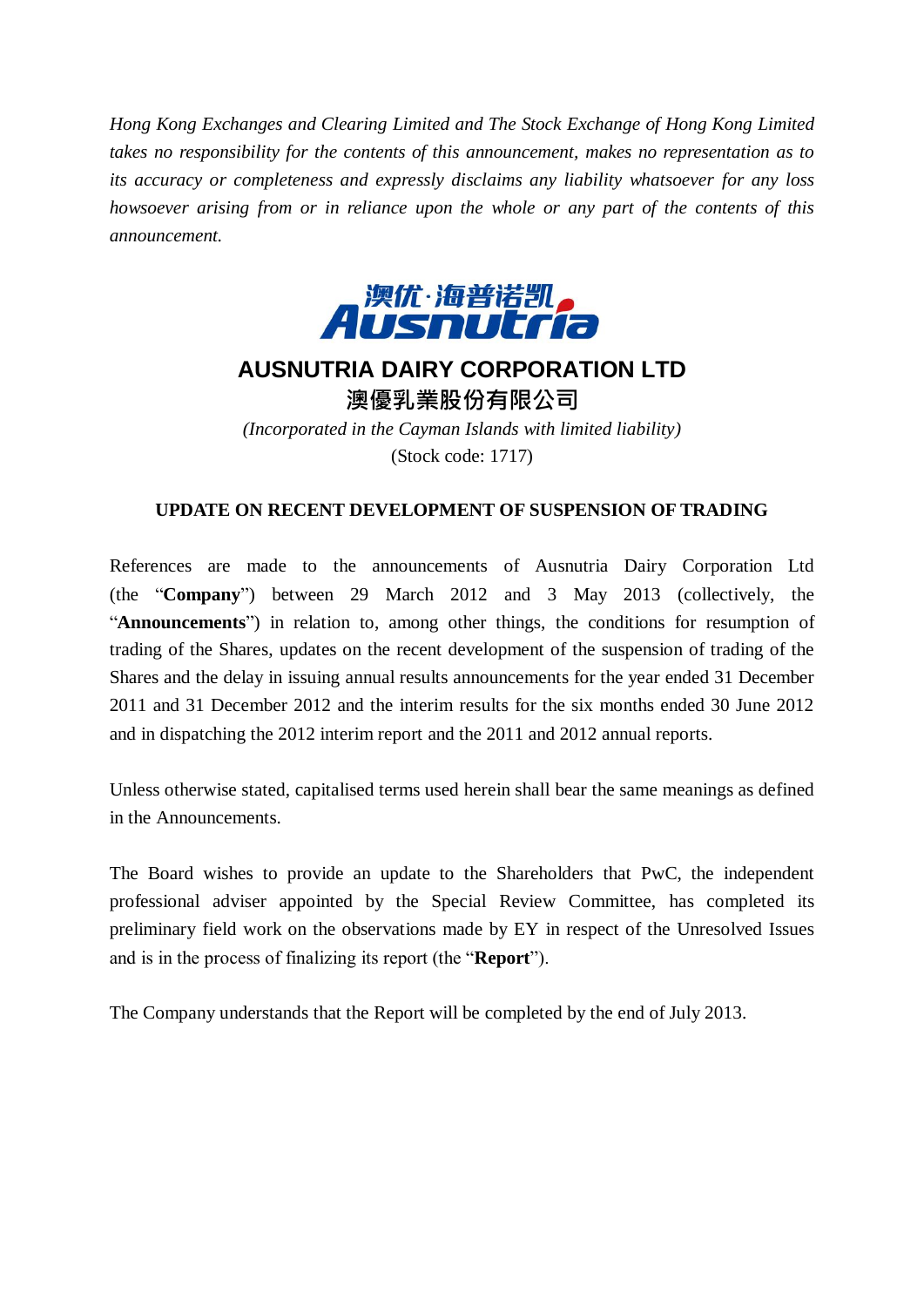*Hong Kong Exchanges and Clearing Limited and The Stock Exchange of Hong Kong Limited takes no responsibility for the contents of this announcement, makes no representation as to its accuracy or completeness and expressly disclaims any liability whatsoever for any loss howsoever arising from or in reliance upon the whole or any part of the contents of this announcement.*

澳优·海普诺凯

Ausnutria

# AUSNUTRIA DAIRY CORPORATION LTD

# 澳優乳業股份有限公司

*(Incorporated in the Cayman Islands with limited liability)*

(Stock code: 1717)

## UPDATE ON RECENT DEVELOPMENT OF SUSPENSION OF TRADING

References are made to the announcements of Ausnutria Dairy Corporation Ltd (the "**Company**") between 29 March 2012 and 3 May 2013 (collectively, the "**Announcements**") in relation to, among other things, the conditions for resumption of trading of the Shares, updates on the recent development of the suspension of trading of the Shares and the delay in issuing annual results announcements for the year ended 31 December 2011 and 31 December 2012 and the interim results for the six months ended 30 June 2012 and in dispatching the 2012 interim report and the 2011 and 2012 annual reports.

Unless otherwise stated, capitalised terms used herein shall bear the same meanings as defined in the Announcements.

The Board wishes to provide an update to the Shareholders that PwC, the independent professional adviser appointed by the Special Review Committee, has completed its preliminary field work on the observations made by EY in respect of the Unresolved Issues and is in the process of finalizing its report (the "**Report**").

The Company understands that the Report will be completed by the end of July 2013.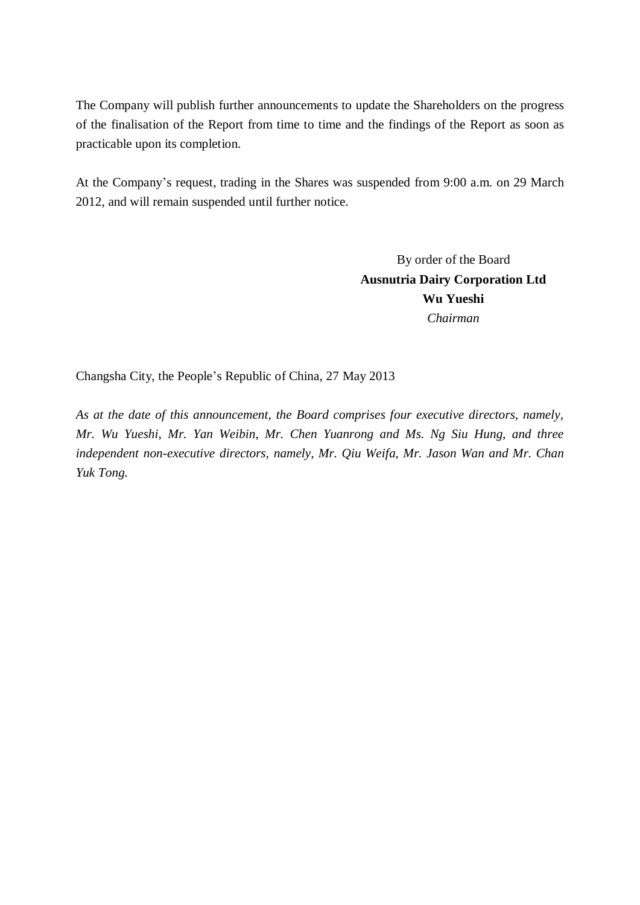The Company will publish further announcements to update the Shareholders on the progress of the finalisation of the Report from time to time and the findings of the Report as soon as practicable upon its completion.

At the Company's request, trading in the Shares was suspended from 9:00 a.m. on 29 March 2012, and will remain suspended until further notice.

By order of the Board
**Ausnutria Dairy Corporation Ltd**
**Wu Yueshi**
*Chairman*

Changsha City, the People's Republic of China, 27 May 2013

*As at the date of this announcement, the Board comprises four executive directors, namely, Mr. Wu Yueshi, Mr. Yan Weibin, Mr. Chen Yuanrong and Ms. Ng Siu Hung, and three independent non-executive directors, namely, Mr. Qiu Weifa, Mr. Jason Wan and Mr. Chan Yuk Tong.*